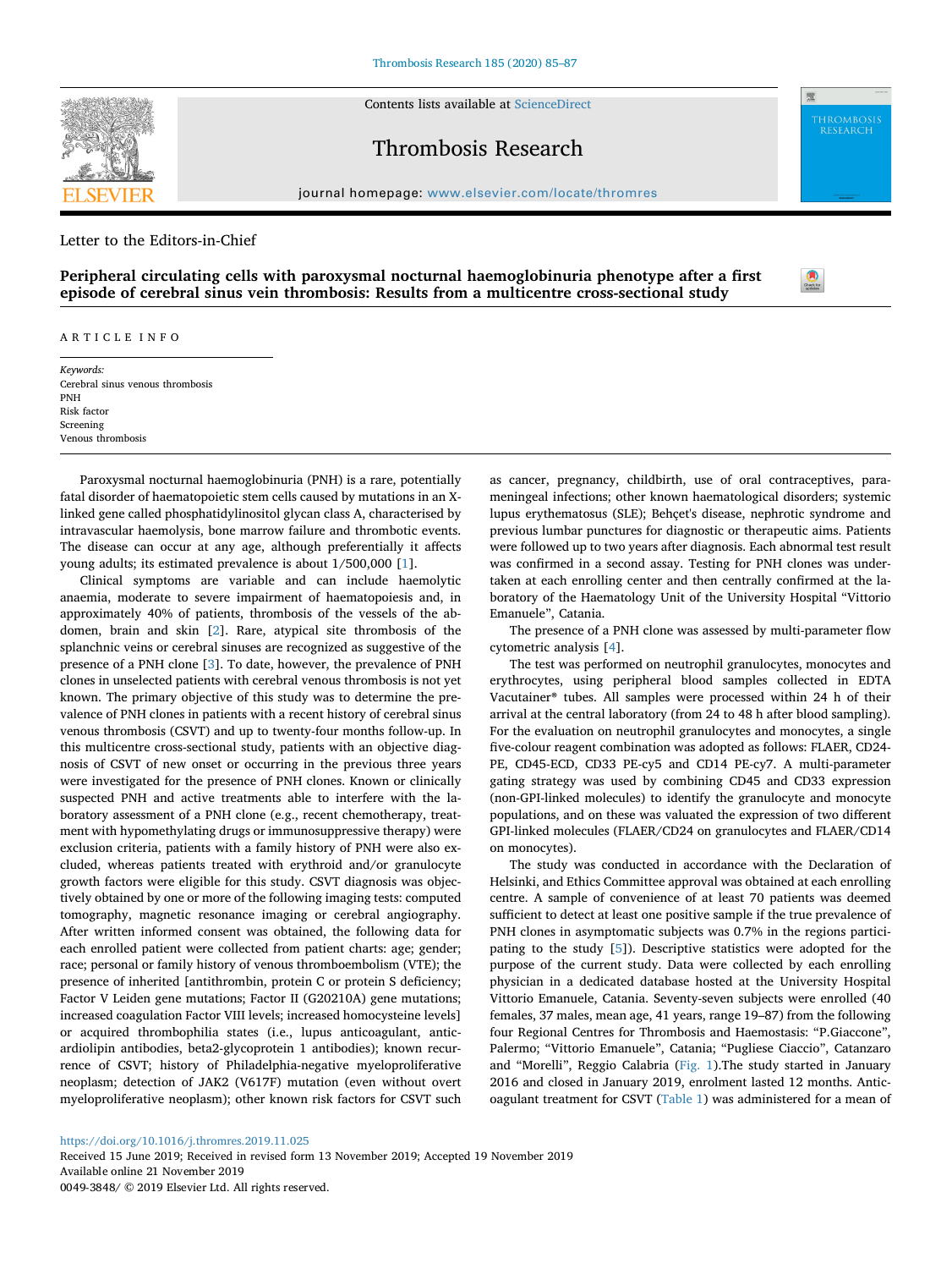Letter to the Editors-in-Chief

# Peripheral circulating cells with paroxysmal nocturnal haemoglobinuria phenotype after a first episode of cerebral sinus vein thrombosis: Results from a multicentre cross-sectional study

ARTICLE INFO

*Keywords:*
Cerebral sinus venous thrombosis
PNH
Risk factor
Screening
Venous thrombosis

Paroxysmal nocturnal haemoglobinuria (PNH) is a rare, potentially fatal disorder of haematopoietic stem cells caused by mutations in an X-linked gene called phosphatidylinositol glycan class A, characterised by intravascular haemolysis, bone marrow failure and thrombotic events. The disease can occur at any age, although preferentially it affects young adults; its estimated prevalence is about 1/500,000 [1].

Clinical symptoms are variable and can include haemolytic anaemia, moderate to severe impairment of haematopoiesis and, in approximately 40% of patients, thrombosis of the vessels of the abdomen, brain and skin [2]. Rare, atypical site thrombosis of the splanchnic veins or cerebral sinuses are recognized as suggestive of the presence of a PNH clone [3]. To date, however, the prevalence of PNH clones in unselected patients with cerebral venous thrombosis is not yet known. The primary objective of this study was to determine the prevalence of PNH clones in patients with a recent history of cerebral sinus venous thrombosis (CSVT) and up to twenty-four months follow-up. In this multicentre cross-sectional study, patients with an objective diagnosis of CSVT of new onset or occurring in the previous three years were investigated for the presence of PNH clones. Known or clinically suspected PNH and active treatments able to interfere with the laboratory assessment of a PNH clone (e.g., recent chemotherapy, treatment with hypomethylating drugs or immunosuppressive therapy) were exclusion criteria, patients with a family history of PNH were also excluded, whereas patients treated with erythroid and/or granulocyte growth factors were eligible for this study. CSVT diagnosis was objectively obtained by one or more of the following imaging tests: computed tomography, magnetic resonance imaging or cerebral angiography. After written informed consent was obtained, the following data for each enrolled patient were collected from patient charts: age; gender; race; personal or family history of venous thromboembolism (VTE); the presence of inherited [antithrombin, protein C or protein S deficiency; Factor V Leiden gene mutations; Factor II (G20210A) gene mutations; increased coagulation Factor VIII levels; increased homocysteine levels] or acquired thrombophilia states (i.e., lupus anticoagulant, anticardiolipin antibodies, beta2-glycoprotein 1 antibodies); known recurrence of CSVT; history of Philadelphia-negative myeloproliferative neoplasm; detection of JAK2 (V617F) mutation (even without overt myeloproliferative neoplasm); other known risk factors for CSVT such as cancer, pregnancy, childbirth, use of oral contraceptives, parameningeal infections; other known haematological disorders; systemic lupus erythematosus (SLE); Behçet's disease, nephrotic syndrome and previous lumbar punctures for diagnostic or therapeutic aims. Patients were followed up to two years after diagnosis. Each abnormal test result was confirmed in a second assay. Testing for PNH clones was undertaken at each enrolling center and then centrally confirmed at the laboratory of the Haematology Unit of the University Hospital "Vittorio Emanuele", Catania.

The presence of a PNH clone was assessed by multi-parameter flow cytometric analysis [4].

The test was performed on neutrophil granulocytes, monocytes and erythrocytes, using peripheral blood samples collected in EDTA Vacutainer® tubes. All samples were processed within 24 h of their arrival at the central laboratory (from 24 to 48 h after blood sampling). For the evaluation on neutrophil granulocytes and monocytes, a single five-colour reagent combination was adopted as follows: FLAER, CD24-PE, CD45-ECD, CD33 PE-cy5 and CD14 PE-cy7. A multi-parameter gating strategy was used by combining CD45 and CD33 expression (non-GPI-linked molecules) to identify the granulocyte and monocyte populations, and on these was valuated the expression of two different GPI-linked molecules (FLAER/CD24 on granulocytes and FLAER/CD14 on monocytes).

The study was conducted in accordance with the Declaration of Helsinki, and Ethics Committee approval was obtained at each enrolling centre. A sample of convenience of at least 70 patients was deemed sufficient to detect at least one positive sample if the true prevalence of PNH clones in asymptomatic subjects was 0.7% in the regions participating to the study [5]). Descriptive statistics were adopted for the purpose of the current study. Data were collected by each enrolling physician in a dedicated database hosted at the University Hospital Vittorio Emanuele, Catania. Seventy-seven subjects were enrolled (40 females, 37 males, mean age, 41 years, range 19–87) from the following four Regional Centres for Thrombosis and Haemostasis: "P.Giaccone", Palermo; "Vittorio Emanuele", Catania; "Pugliese Ciaccio", Catanzaro and "Morelli", Reggio Calabria (Fig. 1).The study started in January 2016 and closed in January 2019, enrolment lasted 12 months. Anticoagulant treatment for CSVT (Table 1) was administered for a mean of

https://doi.org/10.1016/j.thromres.2019.11.025
Received 15 June 2019; Received in revised form 13 November 2019; Accepted 19 November 2019
Available online 21 November 2019
0049-3848/ © 2019 Elsevier Ltd. All rights reserved.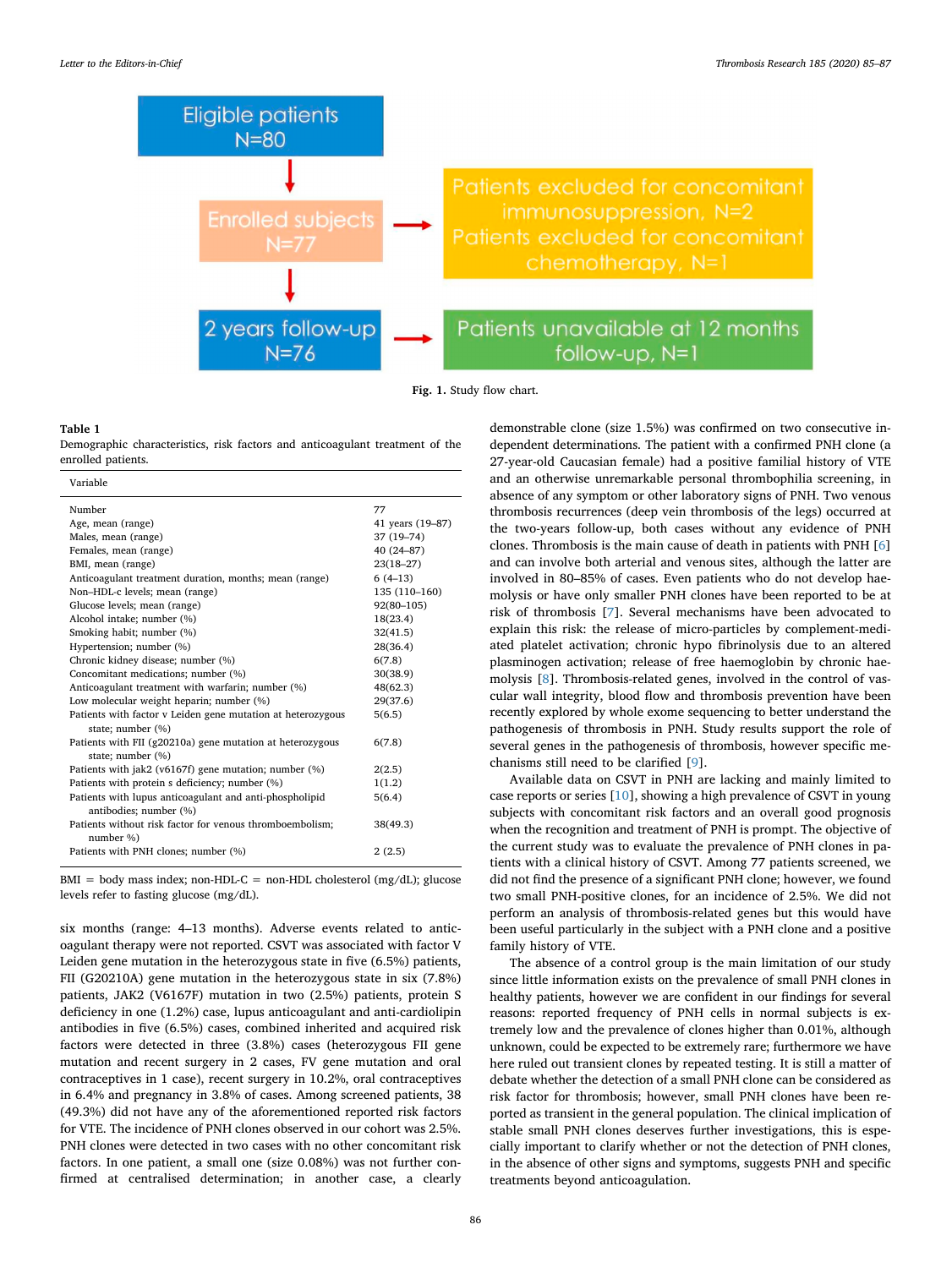Eligible patients N=80

Enrolled subjects N=77

Patients excluded for concomitant immunosuppression, N=2
Patients excluded for concomitant chemotherapy, N=1

2 years follow-up N=76

Patients unavailable at 12 months follow-up, N=1

**Fig. 1.** Study flow chart.

**Table 1**
Demographic characteristics, risk factors and anticoagulant treatment of the enrolled patients.

| Variable | |
|---|---|
| Number | 77 |
| Age, mean (range) | 41 years (19–87) |
| Males, mean (range) | 37 (19–74) |
| Females, mean (range) | 40 (24–87) |
| BMI, mean (range) | 23(18–27) |
| Anticoagulant treatment duration, months; mean (range) | 6 (4–13) |
| Non–HDL-c levels; mean (range) | 135 (110–160) |
| Glucose levels; mean (range) | 92(80–105) |
| Alcohol intake; number (%) | 18(23.4) |
| Smoking habit; number (%) | 32(41.5) |
| Hypertension; number (%) | 28(36.4) |
| Chronic kidney disease; number (%) | 6(7.8) |
| Concomitant medications; number (%) | 30(38.9) |
| Anticoagulant treatment with warfarin; number (%) | 48(62.3) |
| Low molecular weight heparin; number (%) | 29(37.6) |
| Patients with factor v Leiden gene mutation at heterozygous state; number (%) | 5(6.5) |
| Patients with FII (g20210a) gene mutation at heterozygous state; number (%) | 6(7.8) |
| Patients with jak2 (v6167f) gene mutation; number (%) | 2(2.5) |
| Patients with protein s deficiency; number (%) | 1(1.2) |
| Patients with lupus anticoagulant and anti-phospholipid antibodies; number (%) | 5(6.4) |
| Patients without risk factor for venous thromboembolism; number %) | 38(49.3) |
| Patients with PNH clones; number (%) | 2 (2.5) |

BMI = body mass index; non-HDL-C = non-HDL cholesterol (mg/dL); glucose levels refer to fasting glucose (mg/dL).

six months (range: 4–13 months). Adverse events related to anticoagulant therapy were not reported. CSVT was associated with factor V Leiden gene mutation in the heterozygous state in five (6.5%) patients, FII (G20210A) gene mutation in the heterozygous state in six (7.8%) patients, JAK2 (V6167F) mutation in two (2.5%) patients, protein S deficiency in one (1.2%) case, lupus anticoagulant and anti-cardiolipin antibodies in five (6.5%) cases, combined inherited and acquired risk factors were detected in three (3.8%) cases (heterozygous FII gene mutation and recent surgery in 2 cases, FV gene mutation and oral contraceptives in 1 case), recent surgery in 10.2%, oral contraceptives in 6.4% and pregnancy in 3.8% of cases. Among screened patients, 38 (49.3%) did not have any of the aforementioned reported risk factors for VTE. The incidence of PNH clones observed in our cohort was 2.5%. PNH clones were detected in two cases with no other concomitant risk factors. In one patient, a small one (size 0.08%) was not further confirmed at centralised determination; in another case, a clearly demonstrable clone (size 1.5%) was confirmed on two consecutive independent determinations. The patient with a confirmed PNH clone (a 27-year-old Caucasian female) had a positive familial history of VTE and an otherwise unremarkable personal thrombophilia screening, in absence of any symptom or other laboratory signs of PNH. Two venous thrombosis recurrences (deep vein thrombosis of the legs) occurred at the two-years follow-up, both cases without any evidence of PNH clones. Thrombosis is the main cause of death in patients with PNH [6] and can involve both arterial and venous sites, although the latter are involved in 80–85% of cases. Even patients who do not develop haemolysis or have only smaller PNH clones have been reported to be at risk of thrombosis [7]. Several mechanisms have been advocated to explain this risk: the release of micro-particles by complement-mediated platelet activation; chronic hypo fibrinolysis due to an altered plasminogen activation; release of free haemoglobin by chronic haemolysis [8]. Thrombosis-related genes, involved in the control of vascular wall integrity, blood flow and thrombosis prevention have been recently explored by whole exome sequencing to better understand the pathogenesis of thrombosis in PNH. Study results support the role of several genes in the pathogenesis of thrombosis, however specific mechanisms still need to be clarified [9].

Available data on CSVT in PNH are lacking and mainly limited to case reports or series [10], showing a high prevalence of CSVT in young subjects with concomitant risk factors and an overall good prognosis when the recognition and treatment of PNH is prompt. The objective of the current study was to evaluate the prevalence of PNH clones in patients with a clinical history of CSVT. Among 77 patients screened, we did not find the presence of a significant PNH clone; however, we found two small PNH-positive clones, for an incidence of 2.5%. We did not perform an analysis of thrombosis-related genes but this would have been useful particularly in the subject with a PNH clone and a positive family history of VTE.

The absence of a control group is the main limitation of our study since little information exists on the prevalence of small PNH clones in healthy patients, however we are confident in our findings for several reasons: reported frequency of PNH cells in normal subjects is extremely low and the prevalence of clones higher than 0.01%, although unknown, could be expected to be extremely rare; furthermore we have here ruled out transient clones by repeated testing. It is still a matter of debate whether the detection of a small PNH clone can be considered as risk factor for thrombosis; however, small PNH clones have been reported as transient in the general population. The clinical implication of stable small PNH clones deserves further investigations, this is especially important to clarify whether or not the detection of PNH clones, in the absence of other signs and symptoms, suggests PNH and specific treatments beyond anticoagulation.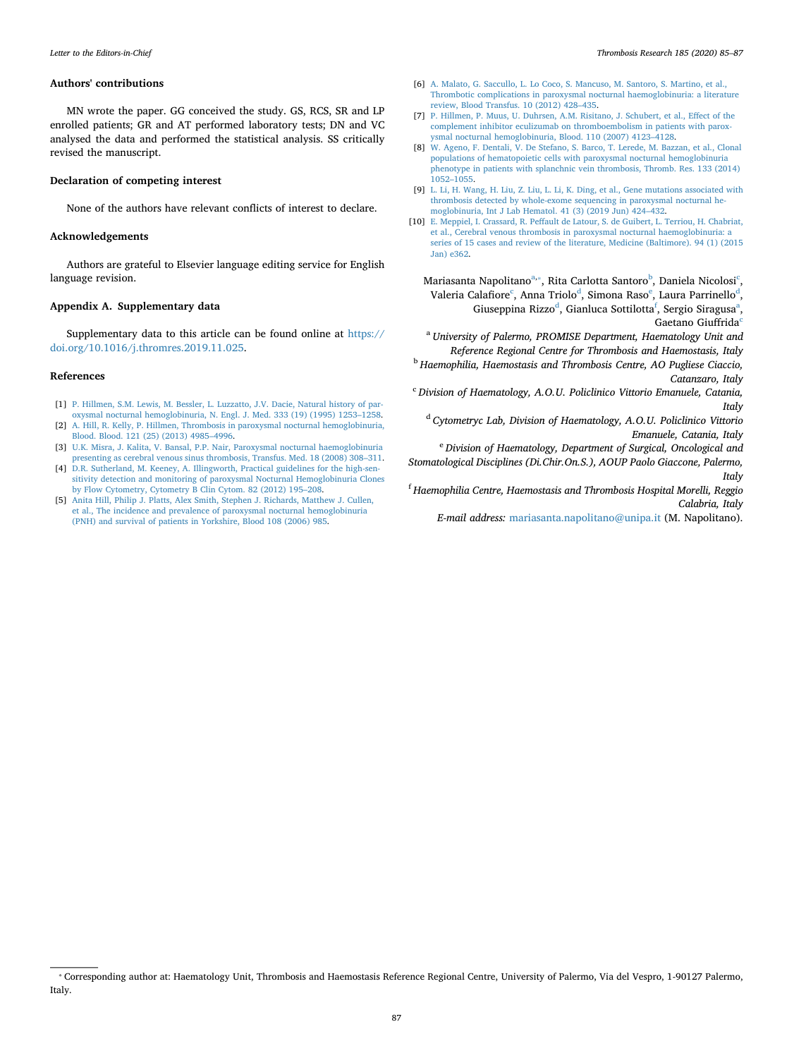## Authors' contributions

MN wrote the paper. GG conceived the study. GS, RCS, SR and LP enrolled patients; GR and AT performed laboratory tests; DN and VC analysed the data and performed the statistical analysis. SS critically revised the manuscript.

## Declaration of competing interest

None of the authors have relevant conflicts of interest to declare.

## Acknowledgements

Authors are grateful to Elsevier language editing service for English language revision.

## Appendix A. Supplementary data

Supplementary data to this article can be found online at https://doi.org/10.1016/j.thromres.2019.11.025.

## References

[1] P. Hillmen, S.M. Lewis, M. Bessler, L. Luzzatto, J.V. Dacie, Natural history of paroxysmal nocturnal hemoglobinuria, N. Engl. J. Med. 333 (19) (1995) 1253–1258.

[2] A. Hill, R. Kelly, P. Hillmen, Thrombosis in paroxysmal nocturnal hemoglobinuria, Blood. Blood. 121 (25) (2013) 4985–4996.

[3] U.K. Misra, J. Kalita, V. Bansal, P.P. Nair, Paroxysmal nocturnal haemoglobinuria presenting as cerebral venous sinus thrombosis, Transfus. Med. 18 (2008) 308–311.

[4] D.R. Sutherland, M. Keeney, A. Illingworth, Practical guidelines for the high-sensitivity detection and monitoring of paroxysmal Nocturnal Hemoglobinuria Clones by Flow Cytometry, Cytometry B Clin Cytom. 82 (2012) 195–208.

[5] Anita Hill, Philip J. Platts, Alex Smith, Stephen J. Richards, Matthew J. Cullen, et al., The incidence and prevalence of paroxysmal nocturnal hemoglobinuria (PNH) and survival of patients in Yorkshire, Blood 108 (2006) 985.

[6] A. Malato, G. Saccullo, L. Lo Coco, S. Mancuso, M. Santoro, S. Martino, et al., Thrombotic complications in paroxysmal nocturnal haemoglobinuria: a literature review, Blood Transfus. 10 (2012) 428–435.

[7] P. Hillmen, P. Muus, U. Duhrsen, A.M. Risitano, J. Schubert, et al., Effect of the complement inhibitor eculizumab on thromboembolism in patients with paroxysmal nocturnal hemoglobinuria, Blood. 110 (2007) 4123–4128.

[8] W. Ageno, F. Dentali, V. De Stefano, S. Barco, T. Lerede, M. Bazzan, et al., Clonal populations of hematopoietic cells with paroxysmal nocturnal hemoglobinuria phenotype in patients with splanchnic vein thrombosis, Thromb. Res. 133 (2014) 1052–1055.

[9] L. Li, H. Wang, H. Liu, Z. Liu, L. Li, K. Ding, et al., Gene mutations associated with thrombosis detected by whole-exome sequencing in paroxysmal nocturnal hemoglobinuria, Int J Lab Hematol. 41 (3) (2019 Jun) 424–432.

[10] E. Meppiel, I. Crassard, R. Peffault de Latour, S. de Guibert, L. Terriou, H. Chabriat, et al., Cerebral venous thrombosis in paroxysmal nocturnal haemoglobinuria: a series of 15 cases and review of the literature, Medicine (Baltimore). 94 (1) (2015 Jan) e362.

Mariasanta Napolitano[a,*], Rita Carlotta Santoro[b], Daniela Nicolosi[c], Valeria Calafiore[c], Anna Triolo[d], Simona Raso[e], Laura Parrinello[d], Giuseppina Rizzo[d], Gianluca Sottilotta[f], Sergio Siragusa[a], Gaetano Giuffrida[c]

[a] *University of Palermo, PROMISE Department, Haematology Unit and Reference Regional Centre for Thrombosis and Haemostasis, Italy*

[b] *Haemophilia, Haemostasis and Thrombosis Centre, AO Pugliese Ciaccio, Catanzaro, Italy*

[c] *Division of Haematology, A.O.U. Policlinico Vittorio Emanuele, Catania, Italy*

[d] *Cytometryc Lab, Division of Haematology, A.O.U. Policlinico Vittorio Emanuele, Catania, Italy*

[e] *Division of Haematology, Department of Surgical, Oncological and Stomatological Disciplines (Di.Chir.On.S.), AOUP Paolo Giaccone, Palermo, Italy*

[f] *Haemophilia Centre, Haemostasis and Thrombosis Hospital Morelli, Reggio Calabria, Italy*

*E-mail address:* mariasanta.napolitano@unipa.it (M. Napolitano).

* Corresponding author at: Haematology Unit, Thrombosis and Haemostasis Reference Regional Centre, University of Palermo, Via del Vespro, 1-90127 Palermo, Italy.